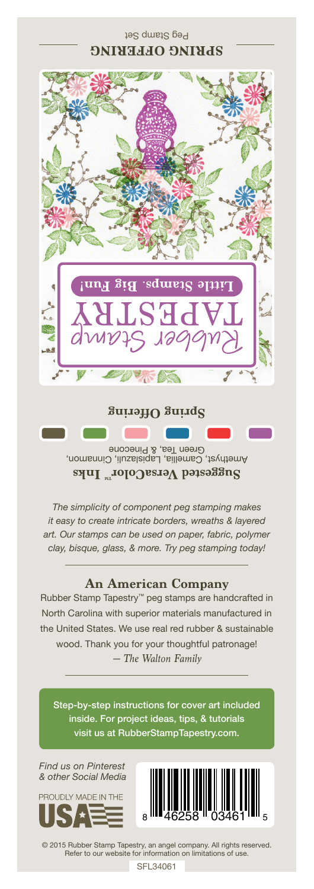SPRING OFFERING

Peg Stamp Set

Rubber Stamp TAPESTRY

Little Stamps. Big Fun!

**Spring Offering**

**Suggested VersaColor™ Inks**

Amethyst, Camellia, Lapislazuli, Cinnamon, Green Tea, & Pinecone

*The simplicity of component peg stamping makes it easy to create intricate borders, wreaths & layered art. Our stamps can be used on paper, fabric, polymer clay, bisque, glass, & more. Try peg stamping today!*

## An American Company

Rubber Stamp Tapestry™ peg stamps are handcrafted in North Carolina with superior materials manufactured in the United States. We use real red rubber & sustainable wood. Thank you for your thoughtful patronage!

*— The Walton Family*

Step-by-step instructions for cover art included inside. For project ideas, tips, & tutorials visit us at RubberStampTapestry.com.

*Find us on Pinterest & other Social Media*

PROUDLY MADE IN THE USA

8 46258 03461 5

© 2015 Rubber Stamp Tapestry, an angel company. All rights reserved. Refer to our website for information on limitations of use.

SFL34061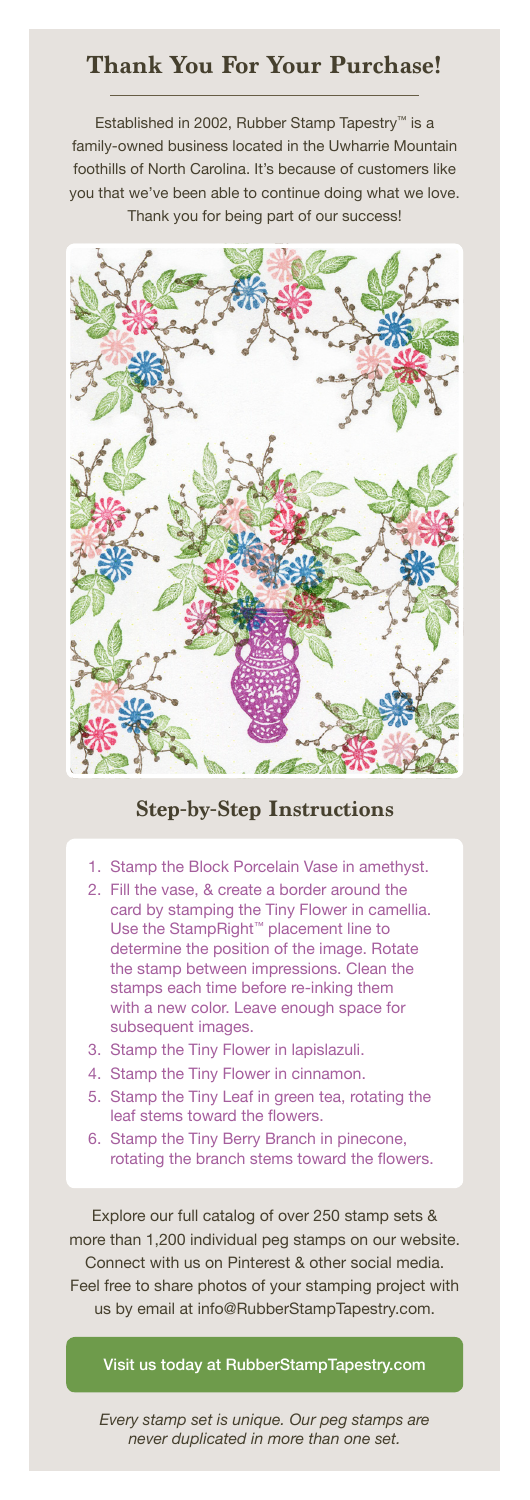## Thank You For Your Purchase!

Established in 2002, Rubber Stamp Tapestry™ is a family-owned business located in the Uwharrie Mountain foothills of North Carolina. It's because of customers like you that we've been able to continue doing what we love. Thank you for being part of our success!

### Step-by-Step Instructions

1. Stamp the Block Porcelain Vase in amethyst.
2. Fill the vase, & create a border around the card by stamping the Tiny Flower in camellia. Use the StampRight™ placement line to determine the position of the image. Rotate the stamp between impressions. Clean the stamps each time before re-inking them with a new color. Leave enough space for subsequent images.
3. Stamp the Tiny Flower in lapislazuli.
4. Stamp the Tiny Flower in cinnamon.
5. Stamp the Tiny Leaf in green tea, rotating the leaf stems toward the flowers.
6. Stamp the Tiny Berry Branch in pinecone, rotating the branch stems toward the flowers.

Explore our full catalog of over 250 stamp sets & more than 1,200 individual peg stamps on our website. Connect with us on Pinterest & other social media. Feel free to share photos of your stamping project with us by email at info@RubberStampTapestry.com.

**Visit us today at RubberStampTapestry.com**

*Every stamp set is unique. Our peg stamps are never duplicated in more than one set.*